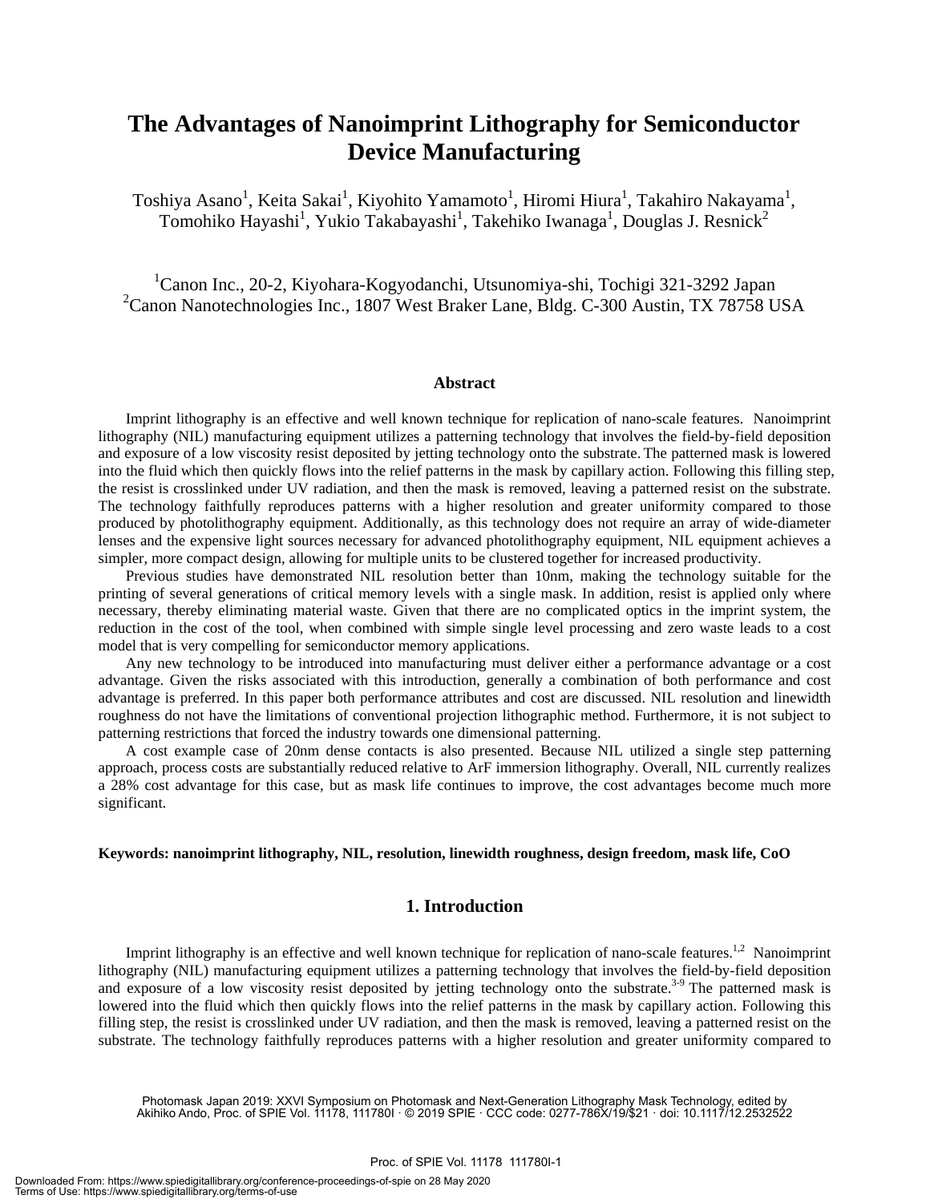# The Advantages of Nanoimprint Lithography for Semiconductor Device Manufacturing

Toshiya Asano[1], Keita Sakai[1], Kiyohito Yamamoto[1], Hiromi Hiura[1], Takahiro Nakayama[1], Tomohiko Hayashi[1], Yukio Takabayashi[1], Takehiko Iwanaga[1], Douglas J. Resnick[2]

[1]Canon Inc., 20-2, Kiyohara-Kogyodanchi, Utsunomiya-shi, Tochigi 321-3292 Japan
[2]Canon Nanotechnologies Inc., 1807 West Braker Lane, Bldg. C-300 Austin, TX 78758 USA

## Abstract

Imprint lithography is an effective and well known technique for replication of nano-scale features. Nanoimprint lithography (NIL) manufacturing equipment utilizes a patterning technology that involves the field-by-field deposition and exposure of a low viscosity resist deposited by jetting technology onto the substrate. The patterned mask is lowered into the fluid which then quickly flows into the relief patterns in the mask by capillary action. Following this filling step, the resist is crosslinked under UV radiation, and then the mask is removed, leaving a patterned resist on the substrate. The technology faithfully reproduces patterns with a higher resolution and greater uniformity compared to those produced by photolithography equipment. Additionally, as this technology does not require an array of wide-diameter lenses and the expensive light sources necessary for advanced photolithography equipment, NIL equipment achieves a simpler, more compact design, allowing for multiple units to be clustered together for increased productivity.

Previous studies have demonstrated NIL resolution better than 10nm, making the technology suitable for the printing of several generations of critical memory levels with a single mask. In addition, resist is applied only where necessary, thereby eliminating material waste. Given that there are no complicated optics in the imprint system, the reduction in the cost of the tool, when combined with simple single level processing and zero waste leads to a cost model that is very compelling for semiconductor memory applications.

Any new technology to be introduced into manufacturing must deliver either a performance advantage or a cost advantage. Given the risks associated with this introduction, generally a combination of both performance and cost advantage is preferred. In this paper both performance attributes and cost are discussed. NIL resolution and linewidth roughness do not have the limitations of conventional projection lithographic method. Furthermore, it is not subject to patterning restrictions that forced the industry towards one dimensional patterning.

A cost example case of 20nm dense contacts is also presented. Because NIL utilized a single step patterning approach, process costs are substantially reduced relative to ArF immersion lithography. Overall, NIL currently realizes a 28% cost advantage for this case, but as mask life continues to improve, the cost advantages become much more significant.

**Keywords: nanoimprint lithography, NIL, resolution, linewidth roughness, design freedom, mask life, CoO**

## 1. Introduction

Imprint lithography is an effective and well known technique for replication of nano-scale features.[1,2] Nanoimprint lithography (NIL) manufacturing equipment utilizes a patterning technology that involves the field-by-field deposition and exposure of a low viscosity resist deposited by jetting technology onto the substrate.[3-9] The patterned mask is lowered into the fluid which then quickly flows into the relief patterns in the mask by capillary action. Following this filling step, the resist is crosslinked under UV radiation, and then the mask is removed, leaving a patterned resist on the substrate. The technology faithfully reproduces patterns with a higher resolution and greater uniformity compared to

Photomask Japan 2019: XXVI Symposium on Photomask and Next-Generation Lithography Mask Technology, edited by Akihiko Ando, Proc. of SPIE Vol. 11178, 111780I · © 2019 SPIE · CCC code: 0277-786X/19/$21 · doi: 10.1117/12.2532522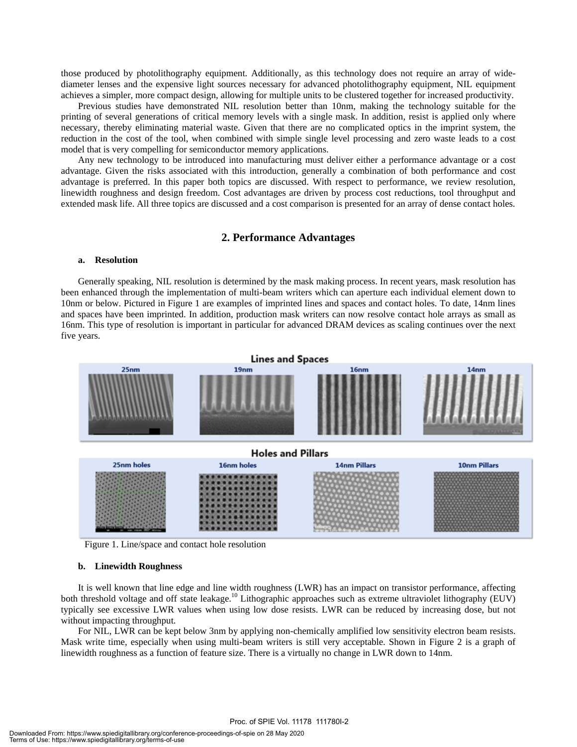those produced by photolithography equipment. Additionally, as this technology does not require an array of wide-diameter lenses and the expensive light sources necessary for advanced photolithography equipment, NIL equipment achieves a simpler, more compact design, allowing for multiple units to be clustered together for increased productivity.

Previous studies have demonstrated NIL resolution better than 10nm, making the technology suitable for the printing of several generations of critical memory levels with a single mask. In addition, resist is applied only where necessary, thereby eliminating material waste. Given that there are no complicated optics in the imprint system, the reduction in the cost of the tool, when combined with simple single level processing and zero waste leads to a cost model that is very compelling for semiconductor memory applications.

Any new technology to be introduced into manufacturing must deliver either a performance advantage or a cost advantage. Given the risks associated with this introduction, generally a combination of both performance and cost advantage is preferred. In this paper both topics are discussed. With respect to performance, we review resolution, linewidth roughness and design freedom. Cost advantages are driven by process cost reductions, tool throughput and extended mask life. All three topics are discussed and a cost comparison is presented for an array of dense contact holes.

## 2. Performance Advantages

### a. Resolution

Generally speaking, NIL resolution is determined by the mask making process. In recent years, mask resolution has been enhanced through the implementation of multi-beam writers which can aperture each individual element down to 10nm or below. Pictured in Figure 1 are examples of imprinted lines and spaces and contact holes. To date, 14nm lines and spaces have been imprinted. In addition, production mask writers can now resolve contact hole arrays as small as 16nm. This type of resolution is important in particular for advanced DRAM devices as scaling continues over the next five years.

Figure 1. Line/space and contact hole resolution

### b. Linewidth Roughness

It is well known that line edge and line width roughness (LWR) has an impact on transistor performance, affecting both threshold voltage and off state leakage.[10] Lithographic approaches such as extreme ultraviolet lithography (EUV) typically see excessive LWR values when using low dose resists. LWR can be reduced by increasing dose, but not without impacting throughput.

For NIL, LWR can be kept below 3nm by applying non-chemically amplified low sensitivity electron beam resists. Mask write time, especially when using multi-beam writers is still very acceptable. Shown in Figure 2 is a graph of linewidth roughness as a function of feature size. There is a virtually no change in LWR down to 14nm.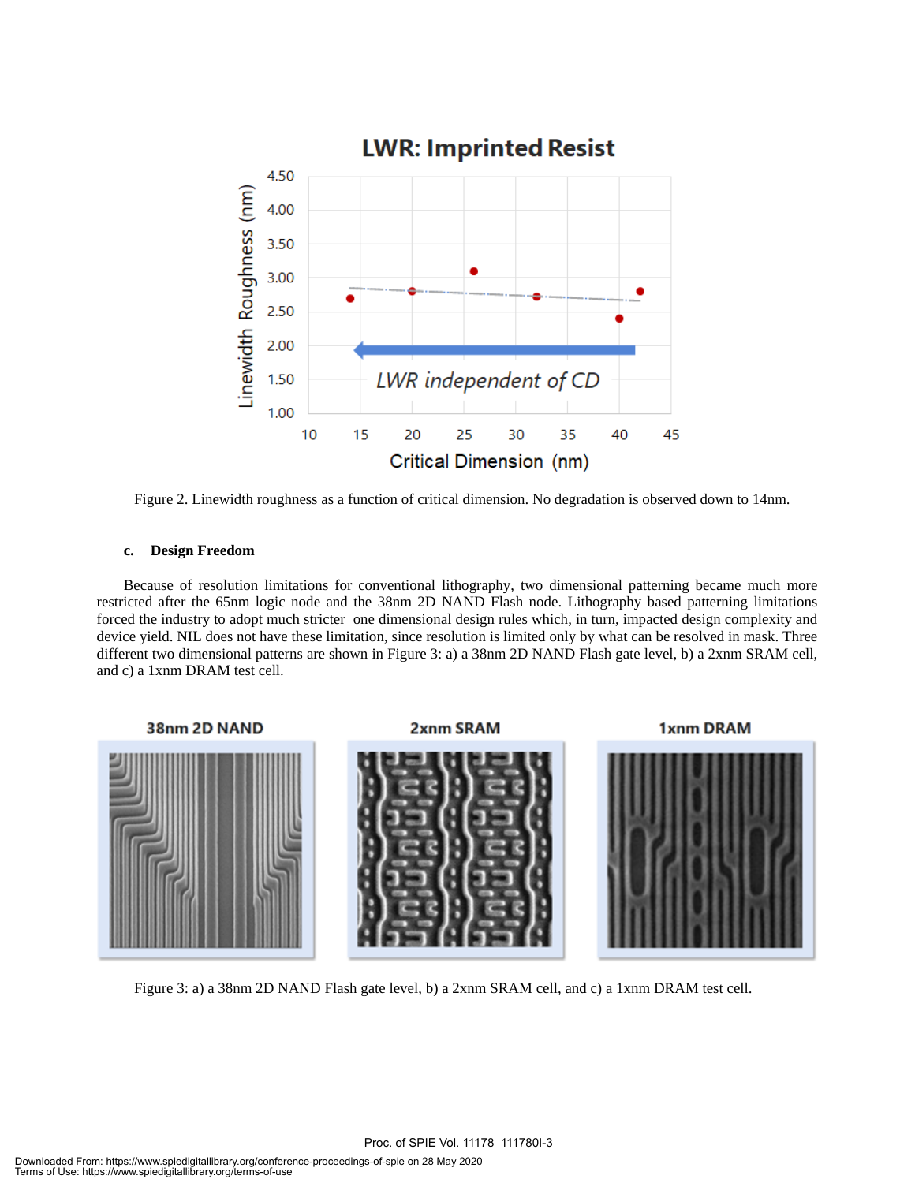Figure 2. Linewidth roughness as a function of critical dimension. No degradation is observed down to 14nm.

### c. Design Freedom

Because of resolution limitations for conventional lithography, two dimensional patterning became much more restricted after the 65nm logic node and the 38nm 2D NAND Flash node. Lithography based patterning limitations forced the industry to adopt much stricter one dimensional design rules which, in turn, impacted design complexity and device yield. NIL does not have these limitation, since resolution is limited only by what can be resolved in mask. Three different two dimensional patterns are shown in Figure 3: a) a 38nm 2D NAND Flash gate level, b) a 2xnm SRAM cell, and c) a 1xnm DRAM test cell.

Figure 3: a) a 38nm 2D NAND Flash gate level, b) a 2xnm SRAM cell, and c) a 1xnm DRAM test cell.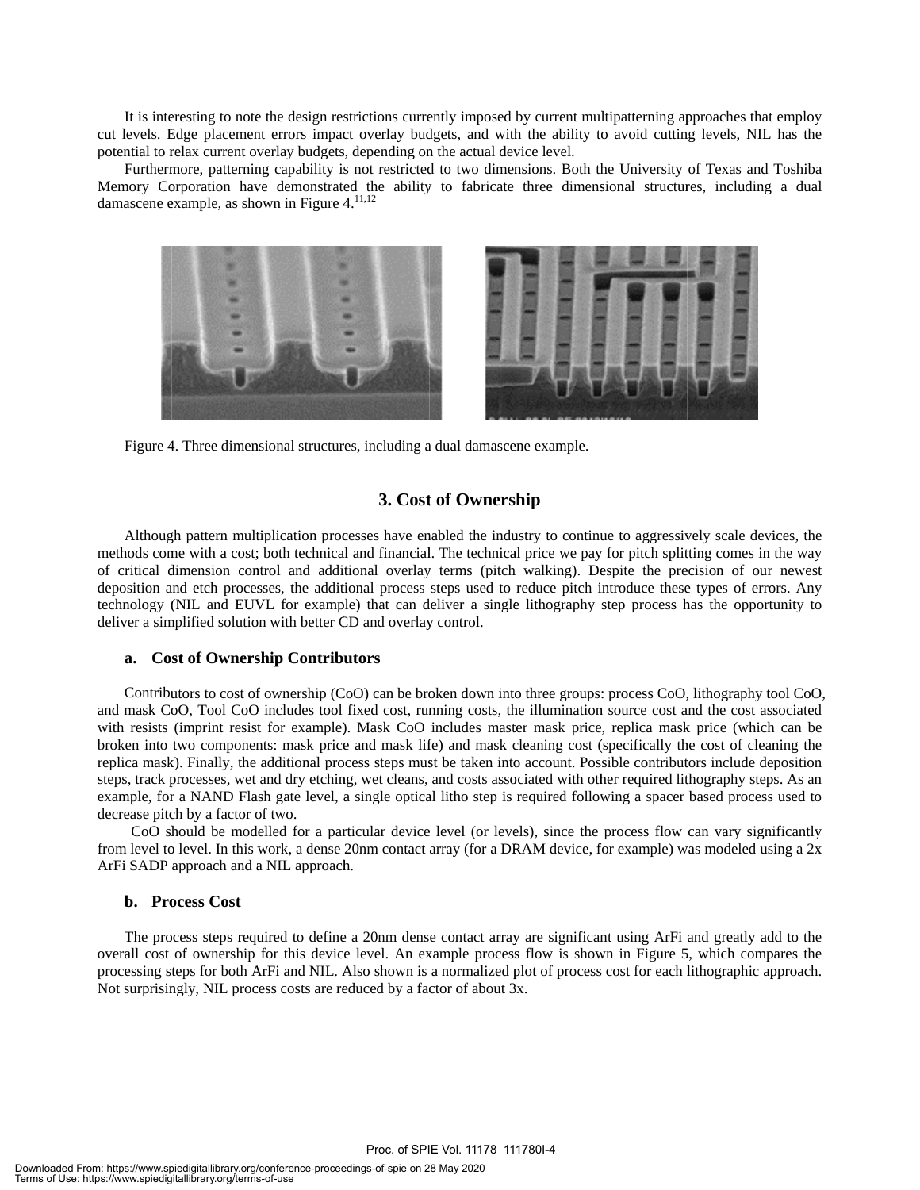It is interesting to note the design restrictions currently imposed by current multipatterning approaches that employ cut levels. Edge placement errors impact overlay budgets, and with the ability to avoid cutting levels, NIL has the potential to relax current overlay budgets, depending on the actual device level.

Furthermore, patterning capability is not restricted to two dimensions. Both the University of Texas and Toshiba Memory Corporation have demonstrated the ability to fabricate three dimensional structures, including a dual damascene example, as shown in Figure 4.[11,12]

Figure 4. Three dimensional structures, including a dual damascene example.

## 3. Cost of Ownership

Although pattern multiplication processes have enabled the industry to continue to aggressively scale devices, the methods come with a cost; both technical and financial. The technical price we pay for pitch splitting comes in the way of critical dimension control and additional overlay terms (pitch walking). Despite the precision of our newest deposition and etch processes, the additional process steps used to reduce pitch introduce these types of errors. Any technology (NIL and EUVL for example) that can deliver a single lithography step process has the opportunity to deliver a simplified solution with better CD and overlay control.

### a. Cost of Ownership Contributors

Contributors to cost of ownership (CoO) can be broken down into three groups: process CoO, lithography tool CoO, and mask CoO, Tool CoO includes tool fixed cost, running costs, the illumination source cost and the cost associated with resists (imprint resist for example). Mask CoO includes master mask price, replica mask price (which can be broken into two components: mask price and mask life) and mask cleaning cost (specifically the cost of cleaning the replica mask). Finally, the additional process steps must be taken into account. Possible contributors include deposition steps, track processes, wet and dry etching, wet cleans, and costs associated with other required lithography steps. As an example, for a NAND Flash gate level, a single optical litho step is required following a spacer based process used to decrease pitch by a factor of two.

CoO should be modelled for a particular device level (or levels), since the process flow can vary significantly from level to level. In this work, a dense 20nm contact array (for a DRAM device, for example) was modeled using a 2x ArFi SADP approach and a NIL approach.

### b. Process Cost

The process steps required to define a 20nm dense contact array are significant using ArFi and greatly add to the overall cost of ownership for this device level. An example process flow is shown in Figure 5, which compares the processing steps for both ArFi and NIL. Also shown is a normalized plot of process cost for each lithographic approach. Not surprisingly, NIL process costs are reduced by a factor of about 3x.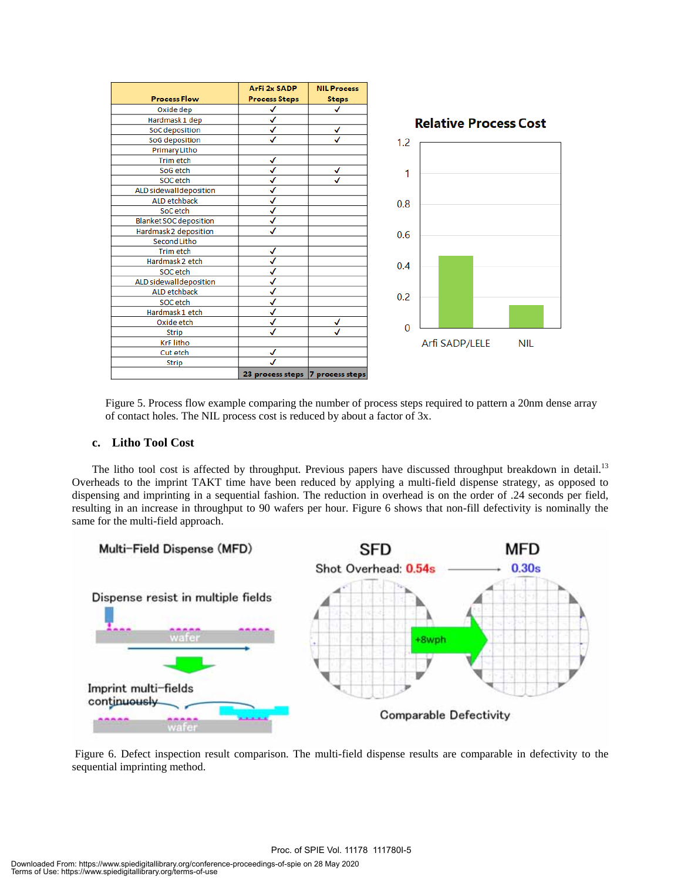| Process Flow | ArFi 2x SADP Process Steps | NIL Process Steps |
|---|---|---|
| Oxide dep | ✓ | ✓ |
| Hardmask 1 dep | ✓ | |
| SoC deposition | ✓ | ✓ |
| SoG deposition | ✓ | ✓ |
| Primary Litho | | |
| Trim etch | ✓ | |
| SoG etch | ✓ | ✓ |
| SOC etch | ✓ | ✓ |
| ALD sidewall deposition | ✓ | |
| ALD etchback | ✓ | |
| SoC etch | ✓ | |
| Blanket SOC deposition | ✓ | |
| Hardmask2 deposition | ✓ | |
| Second Litho | | |
| Trim etch | ✓ | |
| Hardmask2 etch | ✓ | |
| SOC etch | ✓ | |
| ALD sidewall deposition | ✓ | |
| ALD etchback | ✓ | |
| SOC etch | ✓ | |
| Hardmask1 etch | ✓ | |
| Oxide etch | ✓ | ✓ |
| Strip | ✓ | ✓ |
| KrF litho | | |
| Cut etch | ✓ | |
| Strip | ✓ | |
| | 23 process steps | 7 process steps |

Figure 5. Process flow example comparing the number of process steps required to pattern a 20nm dense array of contact holes. The NIL process cost is reduced by about a factor of 3x.

### c. Litho Tool Cost

The litho tool cost is affected by throughput. Previous papers have discussed throughput breakdown in detail.[13] Overheads to the imprint TAKT time have been reduced by applying a multi-field dispense strategy, as opposed to dispensing and imprinting in a sequential fashion. The reduction in overhead is on the order of .24 seconds per field, resulting in an increase in throughput to 90 wafers per hour. Figure 6 shows that non-fill defectivity is nominally the same for the multi-field approach.

Figure 6. Defect inspection result comparison. The multi-field dispense results are comparable in defectivity to the sequential imprinting method.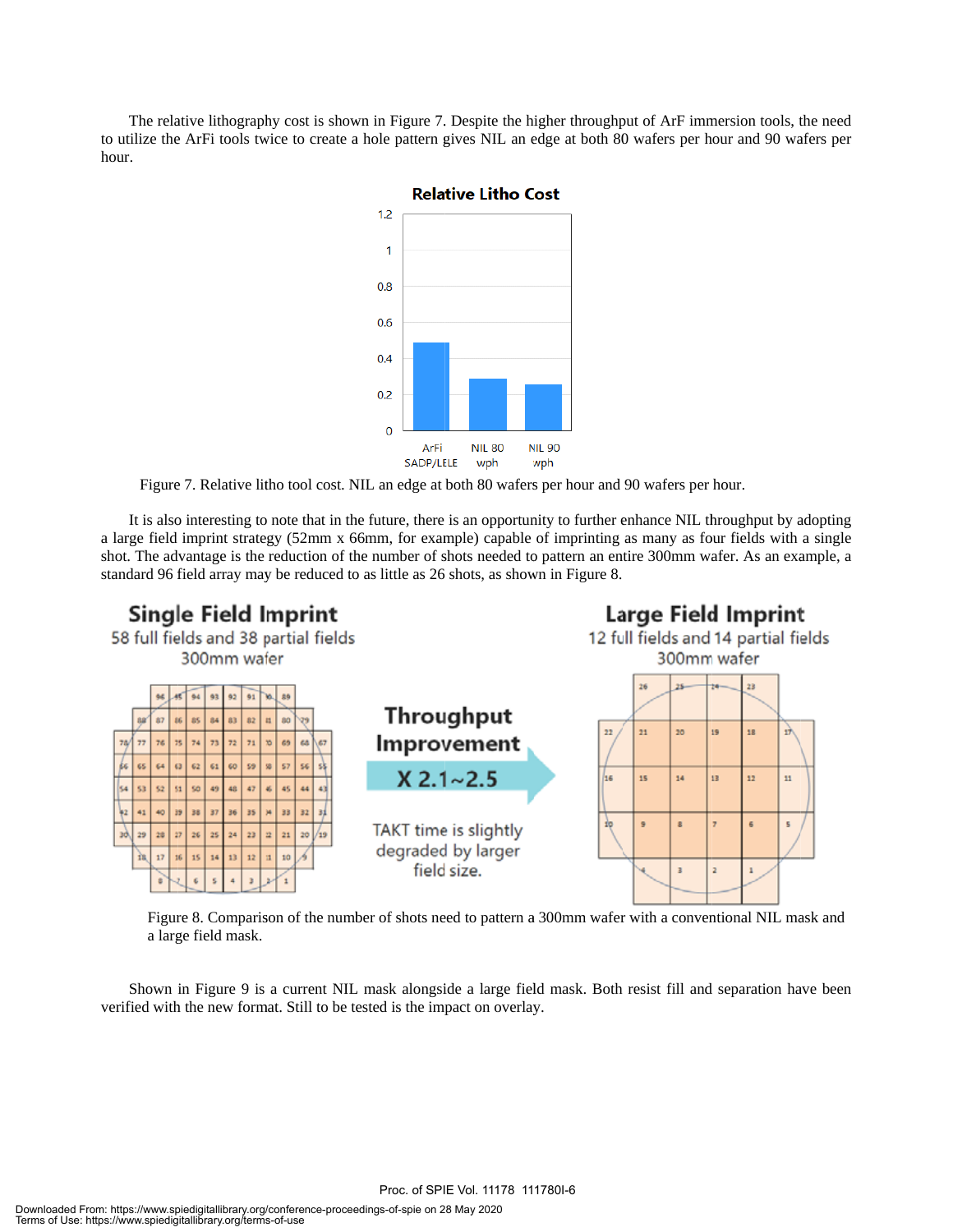The relative lithography cost is shown in Figure 7. Despite the higher throughput of ArF immersion tools, the need to utilize the ArFi tools twice to create a hole pattern gives NIL an edge at both 80 wafers per hour and 90 wafers per hour.

Figure 7. Relative litho tool cost. NIL an edge at both 80 wafers per hour and 90 wafers per hour.

It is also interesting to note that in the future, there is an opportunity to further enhance NIL throughput by adopting a large field imprint strategy (52mm x 66mm, for example) capable of imprinting as many as four fields with a single shot. The advantage is the reduction of the number of shots needed to pattern an entire 300mm wafer. As an example, a standard 96 field array may be reduced to as little as 26 shots, as shown in Figure 8.

Figure 8. Comparison of the number of shots need to pattern a 300mm wafer with a conventional NIL mask and a large field mask.

Shown in Figure 9 is a current NIL mask alongside a large field mask. Both resist fill and separation have been verified with the new format. Still to be tested is the impact on overlay.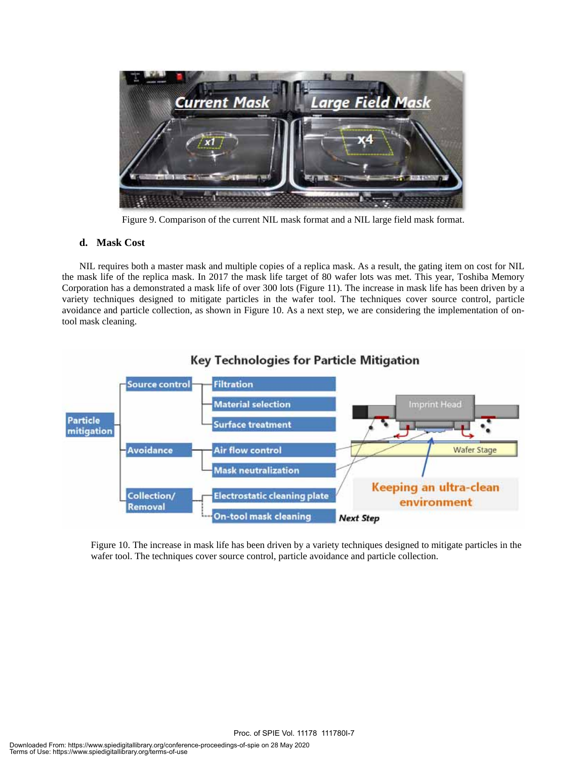Figure 9. Comparison of the current NIL mask format and a NIL large field mask format.

### d. Mask Cost

NIL requires both a master mask and multiple copies of a replica mask. As a result, the gating item on cost for NIL the mask life of the replica mask. In 2017 the mask life target of 80 wafer lots was met. This year, Toshiba Memory Corporation has a demonstrated a mask life of over 300 lots (Figure 11). The increase in mask life has been driven by a variety techniques designed to mitigate particles in the wafer tool. The techniques cover source control, particle avoidance and particle collection, as shown in Figure 10. As a next step, we are considering the implementation of on-tool mask cleaning.

Figure 10. The increase in mask life has been driven by a variety techniques designed to mitigate particles in the wafer tool. The techniques cover source control, particle avoidance and particle collection.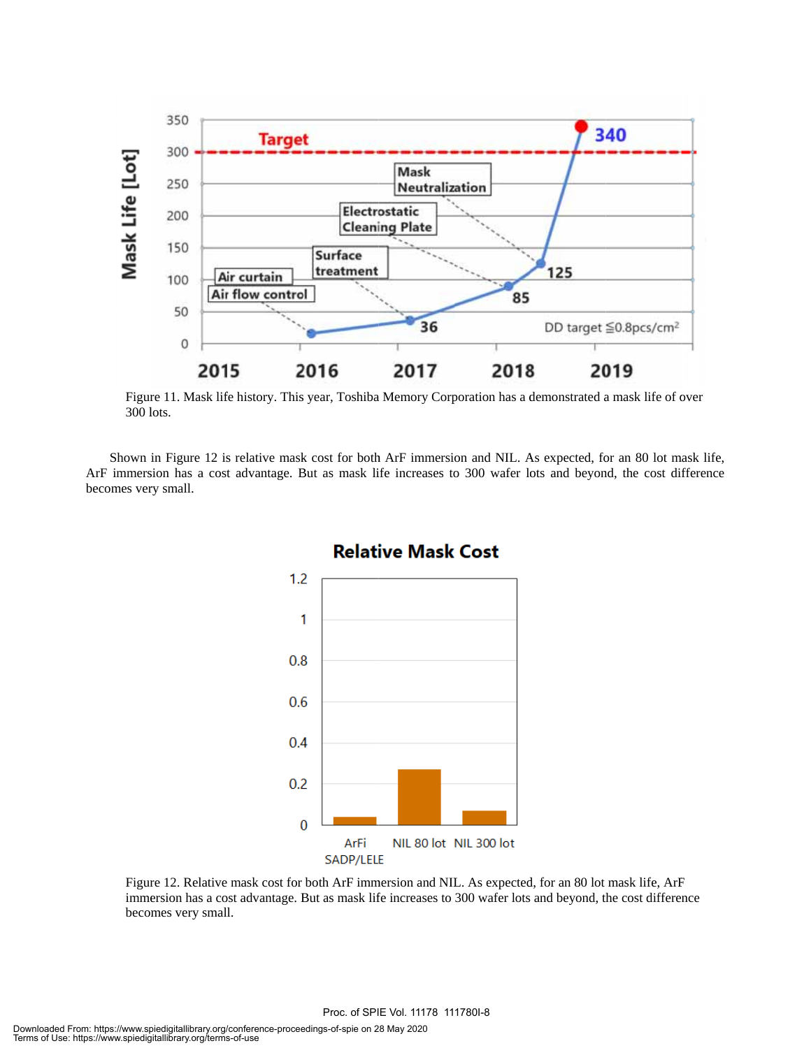Figure 11. Mask life history. This year, Toshiba Memory Corporation has a demonstrated a mask life of over 300 lots.

Shown in Figure 12 is relative mask cost for both ArF immersion and NIL. As expected, for an 80 lot mask life, ArF immersion has a cost advantage. But as mask life increases to 300 wafer lots and beyond, the cost difference becomes very small.

Figure 12. Relative mask cost for both ArF immersion and NIL. As expected, for an 80 lot mask life, ArF immersion has a cost advantage. But as mask life increases to 300 wafer lots and beyond, the cost difference becomes very small.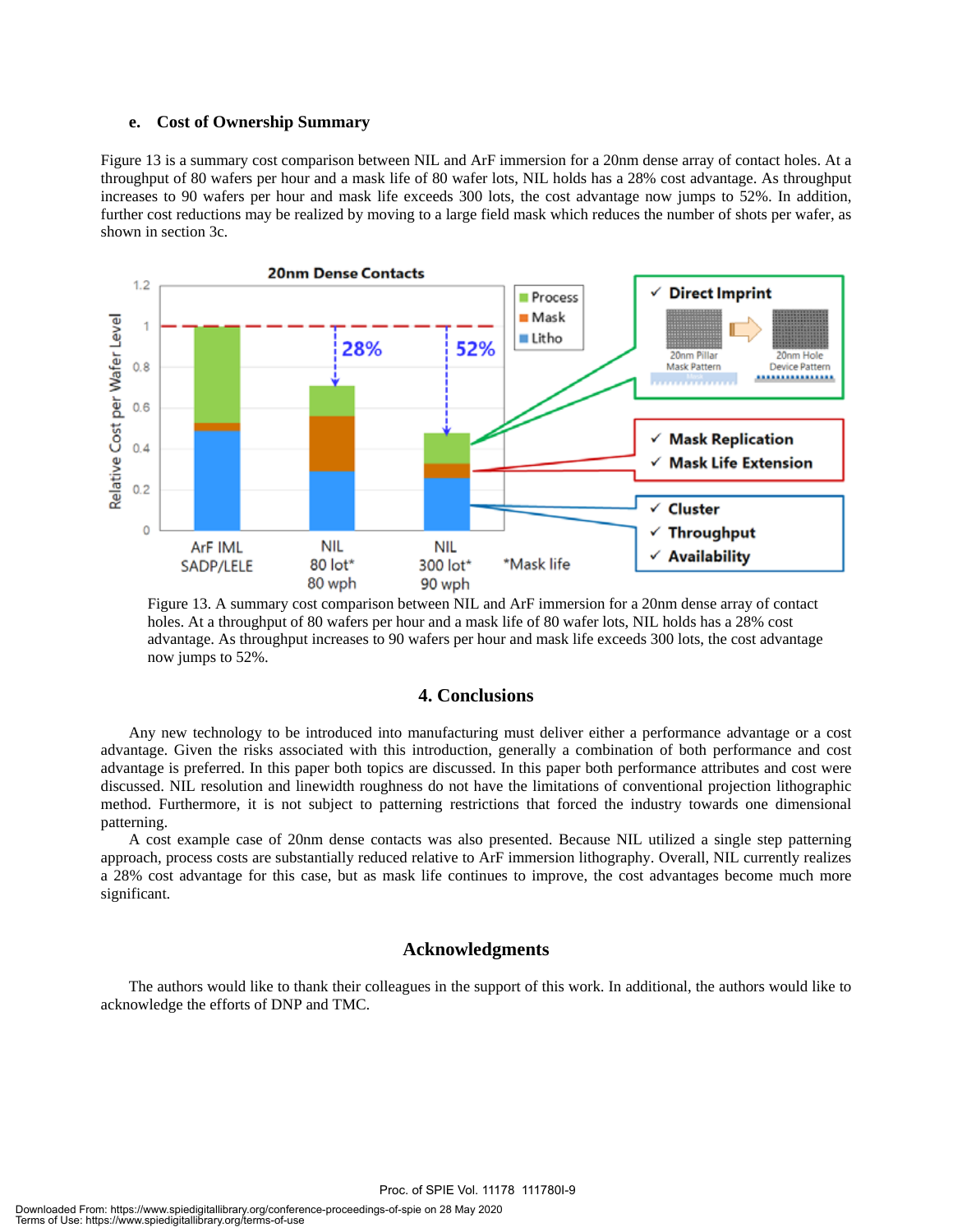### e. Cost of Ownership Summary

Figure 13 is a summary cost comparison between NIL and ArF immersion for a 20nm dense array of contact holes. At a throughput of 80 wafers per hour and a mask life of 80 wafer lots, NIL holds has a 28% cost advantage. As throughput increases to 90 wafers per hour and mask life exceeds 300 lots, the cost advantage now jumps to 52%. In addition, further cost reductions may be realized by moving to a large field mask which reduces the number of shots per wafer, as shown in section 3c.

Figure 13. A summary cost comparison between NIL and ArF immersion for a 20nm dense array of contact holes. At a throughput of 80 wafers per hour and a mask life of 80 wafer lots, NIL holds has a 28% cost advantage. As throughput increases to 90 wafers per hour and mask life exceeds 300 lots, the cost advantage now jumps to 52%.

## 4. Conclusions

Any new technology to be introduced into manufacturing must deliver either a performance advantage or a cost advantage. Given the risks associated with this introduction, generally a combination of both performance and cost advantage is preferred. In this paper both topics are discussed. In this paper both performance attributes and cost were discussed. NIL resolution and linewidth roughness do not have the limitations of conventional projection lithographic method. Furthermore, it is not subject to patterning restrictions that forced the industry towards one dimensional patterning.

A cost example case of 20nm dense contacts was also presented. Because NIL utilized a single step patterning approach, process costs are substantially reduced relative to ArF immersion lithography. Overall, NIL currently realizes a 28% cost advantage for this case, but as mask life continues to improve, the cost advantages become much more significant.

## Acknowledgments

The authors would like to thank their colleagues in the support of this work. In additional, the authors would like to acknowledge the efforts of DNP and TMC.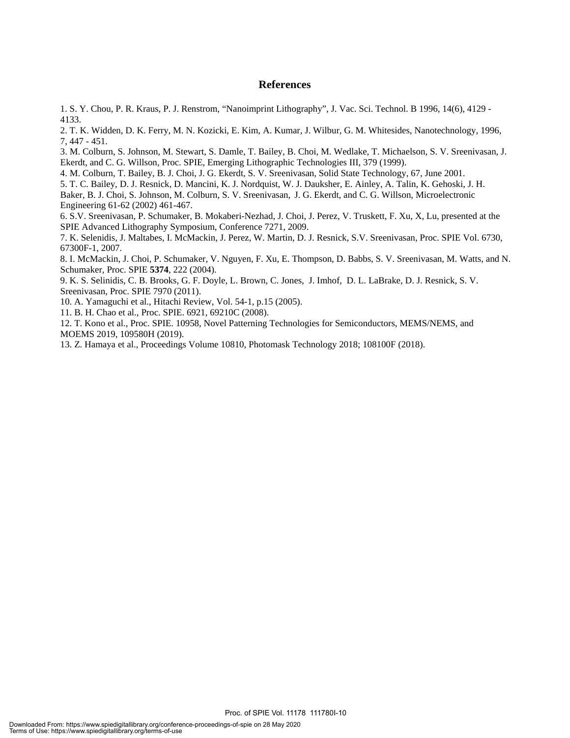## References

1. S. Y. Chou, P. R. Kraus, P. J. Renstrom, “Nanoimprint Lithography”, J. Vac. Sci. Technol. B 1996, 14(6), 4129 - 4133.
2. T. K. Widden, D. K. Ferry, M. N. Kozicki, E. Kim, A. Kumar, J. Wilbur, G. M. Whitesides, Nanotechnology, 1996, 7, 447 - 451.
3. M. Colburn, S. Johnson, M. Stewart, S. Damle, T. Bailey, B. Choi, M. Wedlake, T. Michaelson, S. V. Sreenivasan, J. Ekerdt, and C. G. Willson, Proc. SPIE, Emerging Lithographic Technologies III, 379 (1999).
4. M. Colburn, T. Bailey, B. J. Choi, J. G. Ekerdt, S. V. Sreenivasan, Solid State Technology, 67, June 2001.
5. T. C. Bailey, D. J. Resnick, D. Mancini, K. J. Nordquist, W. J. Dauksher, E. Ainley, A. Talin, K. Gehoski, J. H. Baker, B. J. Choi, S. Johnson, M. Colburn, S. V. Sreenivasan, J. G. Ekerdt, and C. G. Willson, Microelectronic Engineering 61-62 (2002) 461-467.
6. S.V. Sreenivasan, P. Schumaker, B. Mokaberi-Nezhad, J. Choi, J. Perez, V. Truskett, F. Xu, X, Lu, presented at the SPIE Advanced Lithography Symposium, Conference 7271, 2009.
7. K. Selenidis, J. Maltabes, I. McMackin, J. Perez, W. Martin, D. J. Resnick, S.V. Sreenivasan, Proc. SPIE Vol. 6730, 67300F-1, 2007.
8. I. McMackin, J. Choi, P. Schumaker, V. Nguyen, F. Xu, E. Thompson, D. Babbs, S. V. Sreenivasan, M. Watts, and N. Schumaker, Proc. SPIE **5374**, 222 (2004).
9. K. S. Selinidis, C. B. Brooks, G. F. Doyle, L. Brown, C. Jones, J. Imhof, D. L. LaBrake, D. J. Resnick, S. V. Sreenivasan, Proc. SPIE 7970 (2011).
10. A. Yamaguchi et al., Hitachi Review, Vol. 54-1, p.15 (2005).
11. B. H. Chao et al., Proc. SPIE. 6921, 69210C (2008).
12. T. Kono et al., Proc. SPIE. 10958, Novel Patterning Technologies for Semiconductors, MEMS/NEMS, and MOEMS 2019, 109580H (2019).
13. Z. Hamaya et al., Proceedings Volume 10810, Photomask Technology 2018; 108100F (2018).